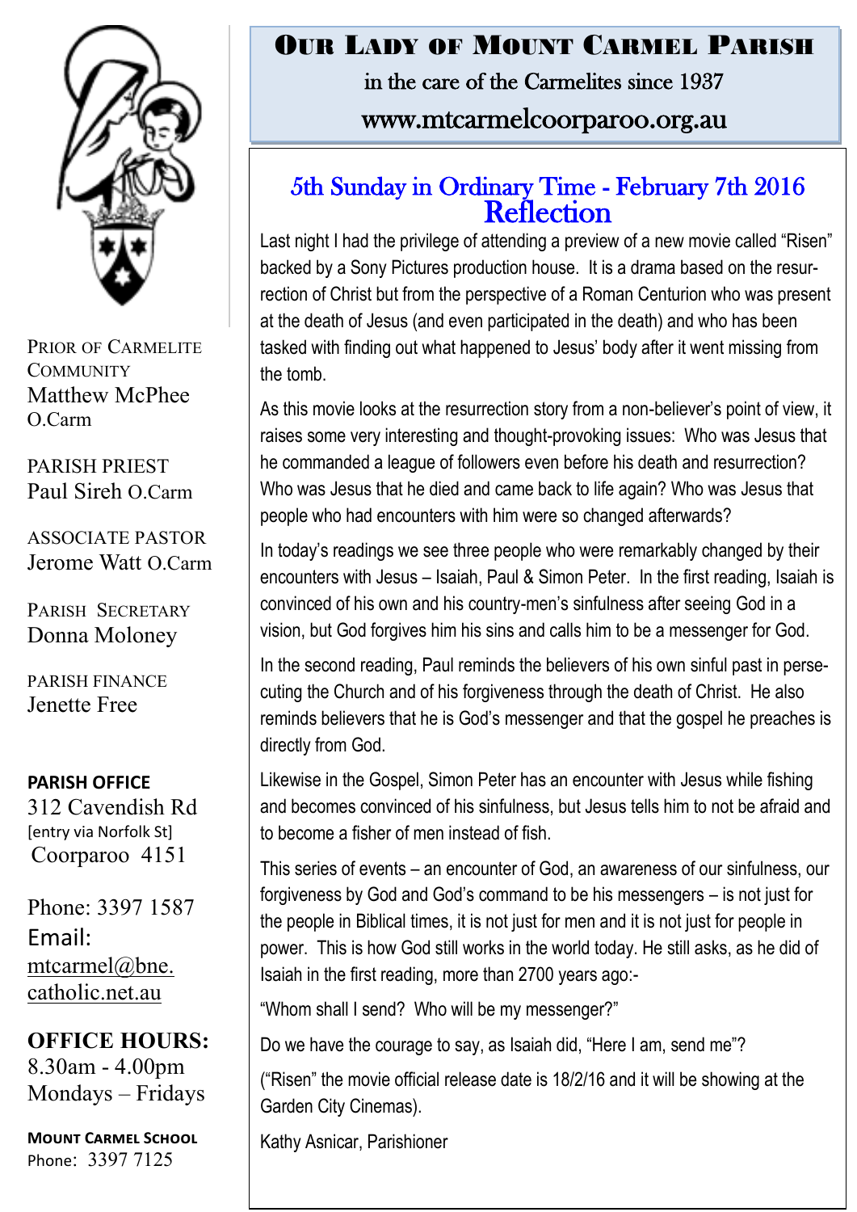# Our Lady of Mount Carmel Parish

in the care of the Carmelites since 1937

www.mtcarmelcoorparoo.org.au

PRIOR OF CARMELITE COMMUNITY
Matthew McPhee O.Carm

PARISH PRIEST
Paul Sireh O.Carm

ASSOCIATE PASTOR
Jerome Watt O.Carm

PARISH SECRETARY
Donna Moloney

PARISH FINANCE
Jenette Free

**PARISH OFFICE**
312 Cavendish Rd
[entry via Norfolk St]
Coorparoo 4151

Phone: 3397 1587
Email:
mtcarmel@bne.catholic.net.au

**OFFICE HOURS:**
8.30am - 4.00pm
Mondays – Fridays

**MOUNT CARMEL SCHOOL**
Phone: 3397 7125

## 5th Sunday in Ordinary Time - February 7th 2016

## Reflection

Last night I had the privilege of attending a preview of a new movie called "Risen" backed by a Sony Pictures production house. It is a drama based on the resurrection of Christ but from the perspective of a Roman Centurion who was present at the death of Jesus (and even participated in the death) and who has been tasked with finding out what happened to Jesus' body after it went missing from the tomb.

As this movie looks at the resurrection story from a non-believer's point of view, it raises some very interesting and thought-provoking issues: Who was Jesus that he commanded a league of followers even before his death and resurrection? Who was Jesus that he died and came back to life again? Who was Jesus that people who had encounters with him were so changed afterwards?

In today's readings we see three people who were remarkably changed by their encounters with Jesus – Isaiah, Paul & Simon Peter. In the first reading, Isaiah is convinced of his own and his country-men's sinfulness after seeing God in a vision, but God forgives him his sins and calls him to be a messenger for God.

In the second reading, Paul reminds the believers of his own sinful past in persecuting the Church and of his forgiveness through the death of Christ. He also reminds believers that he is God's messenger and that the gospel he preaches is directly from God.

Likewise in the Gospel, Simon Peter has an encounter with Jesus while fishing and becomes convinced of his sinfulness, but Jesus tells him to not be afraid and to become a fisher of men instead of fish.

This series of events – an encounter of God, an awareness of our sinfulness, our forgiveness by God and God's command to be his messengers – is not just for the people in Biblical times, it is not just for men and it is not just for people in power. This is how God still works in the world today. He still asks, as he did of Isaiah in the first reading, more than 2700 years ago:-

"Whom shall I send? Who will be my messenger?"

Do we have the courage to say, as Isaiah did, "Here I am, send me"?

("Risen" the movie official release date is 18/2/16 and it will be showing at the Garden City Cinemas).

Kathy Asnicar, Parishioner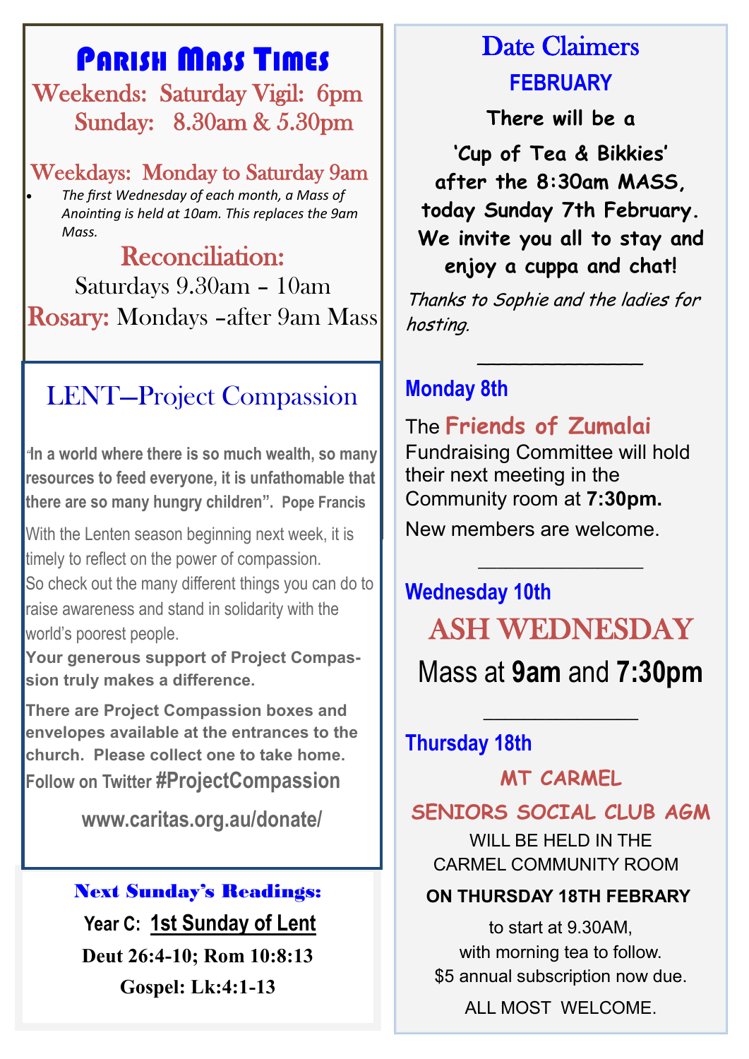# Parish Mass Times

**Weekends:** Saturday Vigil: 6pm
Sunday: 8.30am & 5.30pm

**Weekdays:** Monday to Saturday 9am

- *The first Wednesday of each month, a Mass of Anointing is held at 10am. This replaces the 9am Mass.*

**Reconciliation:**
Saturdays 9.30am – 10am

**Rosary:** Mondays –after 9am Mass

## LENT—Project Compassion

**"In a world where there is so much wealth, so many resources to feed everyone, it is unfathomable that there are so many hungry children". Pope Francis**

With the Lenten season beginning next week, it is timely to reflect on the power of compassion.
So check out the many different things you can do to raise awareness and stand in solidarity with the world's poorest people.

**Your generous support of Project Compassion truly makes a difference.**

**There are Project Compassion boxes and envelopes available at the entrances to the church. Please collect one to take home.**

**Follow on Twitter #ProjectCompassion**

**www.caritas.org.au/donate/**

### Next Sunday's Readings:

**Year C: 1st Sunday of Lent**

**Deut 26:4-10; Rom 10:8:13**

**Gospel: Lk:4:1-13**

## Date Claimers

### FEBRUARY

**There will be a 'Cup of Tea & Bikkies' after the 8:30am MASS, today Sunday 7th February. We invite you all to stay and enjoy a cuppa and chat!**

*Thanks to Sophie and the ladies for hosting.*

---

### Monday 8th

The **Friends of Zumalai** Fundraising Committee will hold their next meeting in the Community room at **7:30pm.**

New members are welcome.

---

### Wednesday 10th

**ASH WEDNESDAY**

Mass at **9am** and **7:30pm**

---

### Thursday 18th

**MT CARMEL SENIORS SOCIAL CLUB AGM**

WILL BE HELD IN THE CARMEL COMMUNITY ROOM

**ON THURSDAY 18TH FEBRARY**

to start at 9.30AM,
with morning tea to follow.
$5 annual subscription now due.

ALL MOST WELCOME.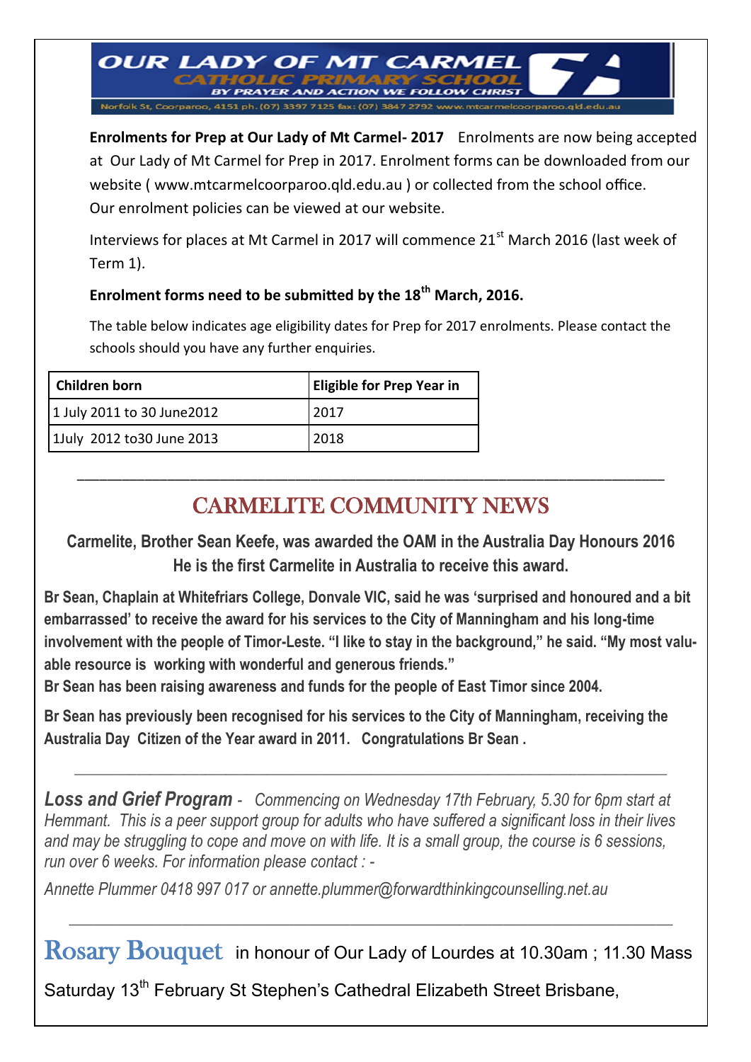**OUR LADY OF MT CARMEL**
**CATHOLIC PRIMARY SCHOOL**
BY PRAYER AND ACTION WE FOLLOW CHRIST
Norfolk St, Coorparoo, 4151 ph. (07) 3397 7125 fax: (07) 3847 2792 www.mtcarmelcoorparoo.qld.edu.au

**Enrolments for Prep at Our Lady of Mt Carmel- 2017** Enrolments are now being accepted at Our Lady of Mt Carmel for Prep in 2017. Enrolment forms can be downloaded from our website ( www.mtcarmelcoorparoo.qld.edu.au ) or collected from the school office. Our enrolment policies can be viewed at our website.

Interviews for places at Mt Carmel in 2017 will commence 21st March 2016 (last week of Term 1).

**Enrolment forms need to be submitted by the 18th March, 2016.**

The table below indicates age eligibility dates for Prep for 2017 enrolments. Please contact the schools should you have any further enquiries.

| Children born | Eligible for Prep Year in |
|---|---|
| 1 July 2011 to 30 June2012 | 2017 |
| 1July 2012 to30 June 2013 | 2018 |

---

## CARMELITE COMMUNITY NEWS

**Carmelite, Brother Sean Keefe, was awarded the OAM in the Australia Day Honours 2016**
**He is the first Carmelite in Australia to receive this award.**

**Br Sean, Chaplain at Whitefriars College, Donvale VIC, said he was 'surprised and honoured and a bit embarrassed' to receive the award for his services to the City of Manningham and his long-time involvement with the people of Timor-Leste. "I like to stay in the background," he said. "My most valuable resource is working with wonderful and generous friends."**
**Br Sean has been raising awareness and funds for the people of East Timor since 2004.**

**Br Sean has previously been recognised for his services to the City of Manningham, receiving the Australia Day Citizen of the Year award in 2011. Congratulations Br Sean .**

---

***Loss and Grief Program*** *- Commencing on Wednesday 17th February, 5.30 for 6pm start at Hemmant. This is a peer support group for adults who have suffered a significant loss in their lives and may be struggling to cope and move on with life. It is a small group, the course is 6 sessions, run over 6 weeks. For information please contact : -*

*Annette Plummer 0418 997 017 or annette.plummer@forwardthinkingcounselling.net.au*

---

**Rosary Bouquet** in honour of Our Lady of Lourdes at 10.30am ; 11.30 Mass

Saturday 13th February St Stephen's Cathedral Elizabeth Street Brisbane,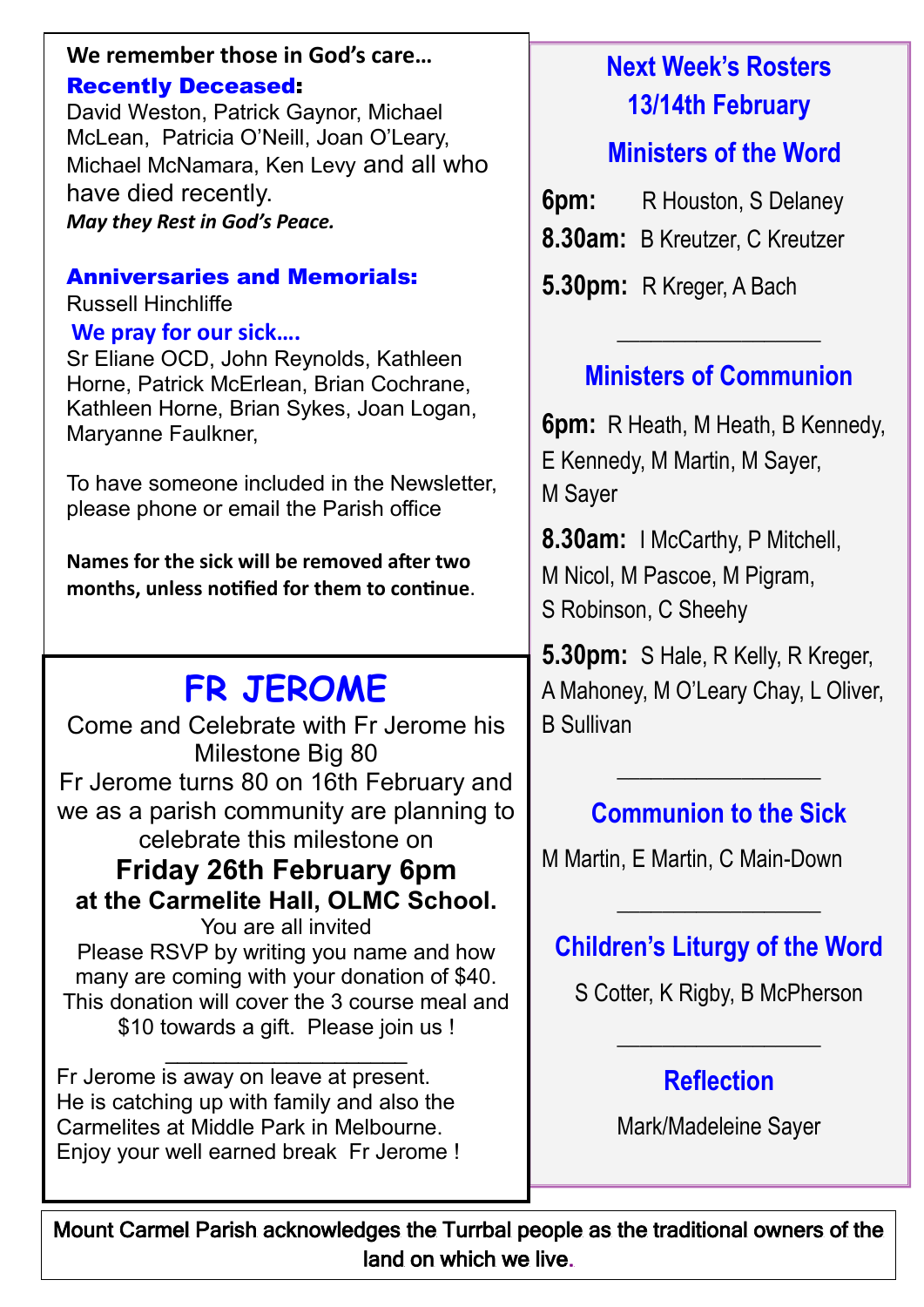**We remember those in God's care…**

### Recently Deceased:

David Weston, Patrick Gaynor, Michael McLean, Patricia O'Neill, Joan O'Leary, Michael McNamara, Ken Levy and all who have died recently.

***May they Rest in God's Peace.***

### Anniversaries and Memorials:

Russell Hinchliffe

### We pray for our sick….

Sr Eliane OCD, John Reynolds, Kathleen Horne, Patrick McErlean, Brian Cochrane, Kathleen Horne, Brian Sykes, Joan Logan, Maryanne Faulkner,

To have someone included in the Newsletter, please phone or email the Parish office

**Names for the sick will be removed after two months, unless notified for them to continue**.

# FR JEROME

Come and Celebrate with Fr Jerome his Milestone Big 80

Fr Jerome turns 80 on 16th February and we as a parish community are planning to celebrate this milestone on

**Friday 26th February 6pm**
**at the Carmelite Hall, OLMC School.**

You are all invited

Please RSVP by writing you name and how many are coming with your donation of $40. This donation will cover the 3 course meal and $10 towards a gift. Please join us !

---

Fr Jerome is away on leave at present. He is catching up with family and also the Carmelites at Middle Park in Melbourne. Enjoy your well earned break Fr Jerome !

## Next Week's Rosters 13/14th February

### Ministers of the Word

**6pm:** R Houston, S Delaney

**8.30am:** B Kreutzer, C Kreutzer

**5.30pm:** R Kreger, A Bach

---

### Ministers of Communion

**6pm:** R Heath, M Heath, B Kennedy, E Kennedy, M Martin, M Sayer, M Sayer

**8.30am:** I McCarthy, P Mitchell, M Nicol, M Pascoe, M Pigram, S Robinson, C Sheehy

**5.30pm:** S Hale, R Kelly, R Kreger, A Mahoney, M O'Leary Chay, L Oliver, B Sullivan

---

### Communion to the Sick

M Martin, E Martin, C Main-Down

---

### Children's Liturgy of the Word

S Cotter, K Rigby, B McPherson

---

### Reflection

Mark/Madeleine Sayer

Mount Carmel Parish acknowledges the Turrbal people as the traditional owners of the land on which we live.